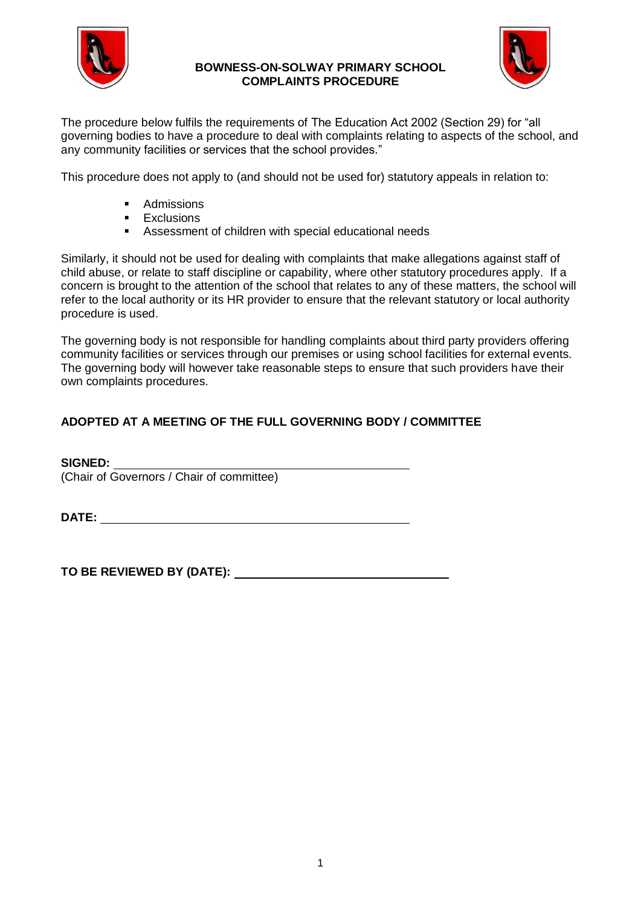# BOWNESS-ON-SOLWAY PRIMARY SCHOOL
## COMPLAINTS PROCEDURE

The procedure below fulfils the requirements of The Education Act 2002 (Section 29) for "all governing bodies to have a procedure to deal with complaints relating to aspects of the school, and any community facilities or services that the school provides."

This procedure does not apply to (and should not be used for) statutory appeals in relation to:

- Admissions
- Exclusions
- Assessment of children with special educational needs

Similarly, it should not be used for dealing with complaints that make allegations against staff of child abuse, or relate to staff discipline or capability, where other statutory procedures apply. If a concern is brought to the attention of the school that relates to any of these matters, the school will refer to the local authority or its HR provider to ensure that the relevant statutory or local authority procedure is used.

The governing body is not responsible for handling complaints about third party providers offering community facilities or services through our premises or using school facilities for external events. The governing body will however take reasonable steps to ensure that such providers have their own complaints procedures.

**ADOPTED AT A MEETING OF THE FULL GOVERNING BODY / COMMITTEE**

**SIGNED:** ______________________________________________
(Chair of Governors / Chair of committee)

**DATE:** ______________________________________________

**TO BE REVIEWED BY (DATE):** ________________________________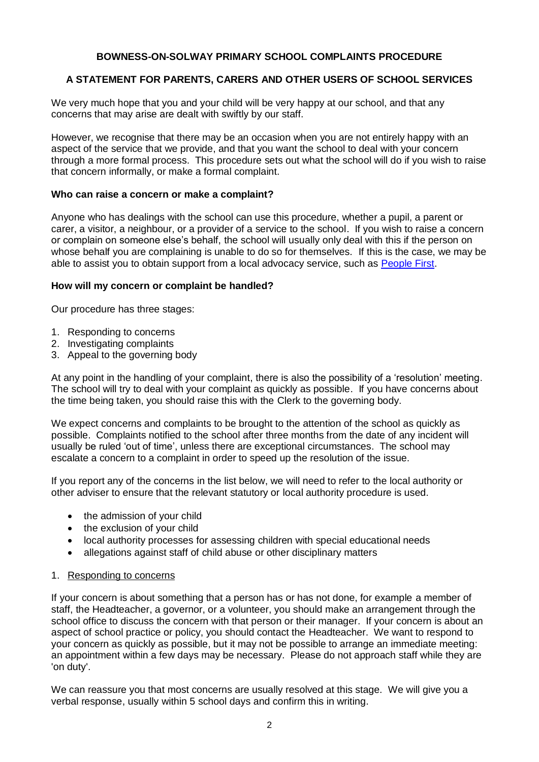# BOWNESS-ON-SOLWAY PRIMARY SCHOOL COMPLAINTS PROCEDURE

## A STATEMENT FOR PARENTS, CARERS AND OTHER USERS OF SCHOOL SERVICES

We very much hope that you and your child will be very happy at our school, and that any concerns that may arise are dealt with swiftly by our staff.

However, we recognise that there may be an occasion when you are not entirely happy with an aspect of the service that we provide, and that you want the school to deal with your concern through a more formal process. This procedure sets out what the school will do if you wish to raise that concern informally, or make a formal complaint.

### Who can raise a concern or make a complaint?

Anyone who has dealings with the school can use this procedure, whether a pupil, a parent or carer, a visitor, a neighbour, or a provider of a service to the school. If you wish to raise a concern or complain on someone else's behalf, the school will usually only deal with this if the person on whose behalf you are complaining is unable to do so for themselves. If this is the case, we may be able to assist you to obtain support from a local advocacy service, such as People First.

### How will my concern or complaint be handled?

Our procedure has three stages:

1. Responding to concerns
2. Investigating complaints
3. Appeal to the governing body

At any point in the handling of your complaint, there is also the possibility of a 'resolution' meeting. The school will try to deal with your complaint as quickly as possible. If you have concerns about the time being taken, you should raise this with the Clerk to the governing body.

We expect concerns and complaints to be brought to the attention of the school as quickly as possible. Complaints notified to the school after three months from the date of any incident will usually be ruled 'out of time', unless there are exceptional circumstances. The school may escalate a concern to a complaint in order to speed up the resolution of the issue.

If you report any of the concerns in the list below, we will need to refer to the local authority or other adviser to ensure that the relevant statutory or local authority procedure is used.

- the admission of your child
- the exclusion of your child
- local authority processes for assessing children with special educational needs
- allegations against staff of child abuse or other disciplinary matters

1. Responding to concerns

If your concern is about something that a person has or has not done, for example a member of staff, the Headteacher, a governor, or a volunteer, you should make an arrangement through the school office to discuss the concern with that person or their manager. If your concern is about an aspect of school practice or policy, you should contact the Headteacher. We want to respond to your concern as quickly as possible, but it may not be possible to arrange an immediate meeting: an appointment within a few days may be necessary. Please do not approach staff while they are 'on duty'.

We can reassure you that most concerns are usually resolved at this stage. We will give you a verbal response, usually within 5 school days and confirm this in writing.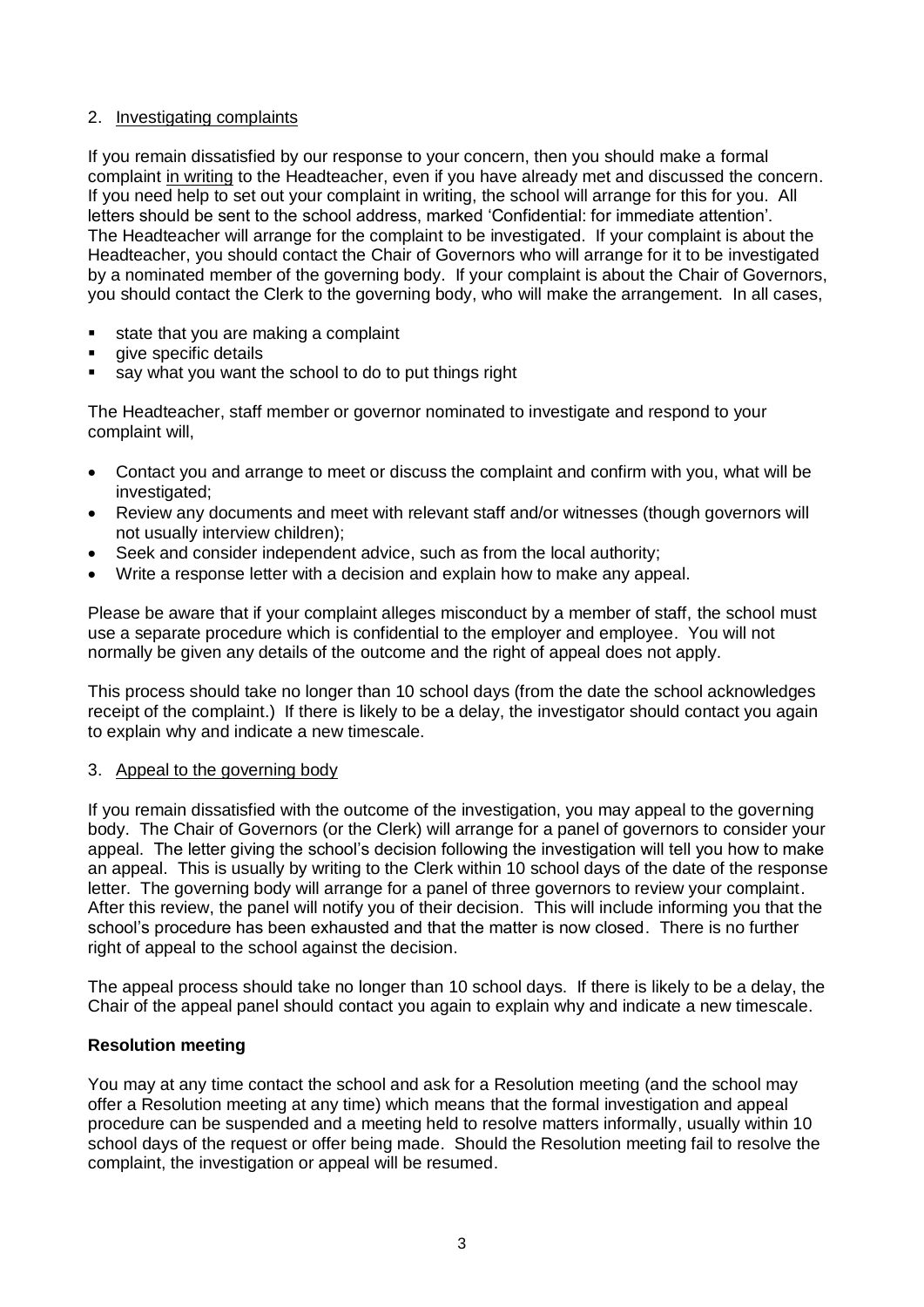## 2. Investigating complaints

If you remain dissatisfied by our response to your concern, then you should make a formal complaint in writing to the Headteacher, even if you have already met and discussed the concern. If you need help to set out your complaint in writing, the school will arrange for this for you. All letters should be sent to the school address, marked 'Confidential: for immediate attention'. The Headteacher will arrange for the complaint to be investigated. If your complaint is about the Headteacher, you should contact the Chair of Governors who will arrange for it to be investigated by a nominated member of the governing body. If your complaint is about the Chair of Governors, you should contact the Clerk to the governing body, who will make the arrangement. In all cases,

- state that you are making a complaint
- give specific details
- say what you want the school to do to put things right

The Headteacher, staff member or governor nominated to investigate and respond to your complaint will,

- Contact you and arrange to meet or discuss the complaint and confirm with you, what will be investigated;
- Review any documents and meet with relevant staff and/or witnesses (though governors will not usually interview children);
- Seek and consider independent advice, such as from the local authority;
- Write a response letter with a decision and explain how to make any appeal.

Please be aware that if your complaint alleges misconduct by a member of staff, the school must use a separate procedure which is confidential to the employer and employee. You will not normally be given any details of the outcome and the right of appeal does not apply.

This process should take no longer than 10 school days (from the date the school acknowledges receipt of the complaint.) If there is likely to be a delay, the investigator should contact you again to explain why and indicate a new timescale.

## 3. Appeal to the governing body

If you remain dissatisfied with the outcome of the investigation, you may appeal to the governing body. The Chair of Governors (or the Clerk) will arrange for a panel of governors to consider your appeal. The letter giving the school's decision following the investigation will tell you how to make an appeal. This is usually by writing to the Clerk within 10 school days of the date of the response letter. The governing body will arrange for a panel of three governors to review your complaint. After this review, the panel will notify you of their decision. This will include informing you that the school's procedure has been exhausted and that the matter is now closed. There is no further right of appeal to the school against the decision.

The appeal process should take no longer than 10 school days. If there is likely to be a delay, the Chair of the appeal panel should contact you again to explain why and indicate a new timescale.

**Resolution meeting**

You may at any time contact the school and ask for a Resolution meeting (and the school may offer a Resolution meeting at any time) which means that the formal investigation and appeal procedure can be suspended and a meeting held to resolve matters informally, usually within 10 school days of the request or offer being made. Should the Resolution meeting fail to resolve the complaint, the investigation or appeal will be resumed.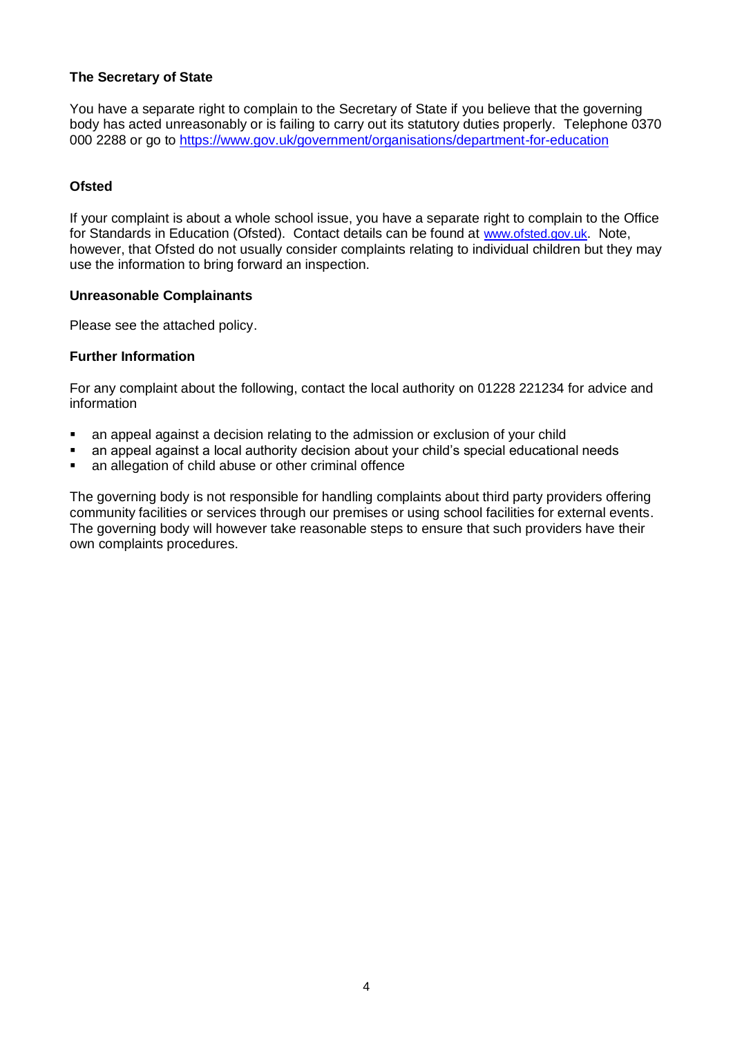### The Secretary of State

You have a separate right to complain to the Secretary of State if you believe that the governing body has acted unreasonably or is failing to carry out its statutory duties properly. Telephone 0370 000 2288 or go to https://www.gov.uk/government/organisations/department-for-education

### Ofsted

If your complaint is about a whole school issue, you have a separate right to complain to the Office for Standards in Education (Ofsted). Contact details can be found at www.ofsted.gov.uk. Note, however, that Ofsted do not usually consider complaints relating to individual children but they may use the information to bring forward an inspection.

### Unreasonable Complainants

Please see the attached policy.

### Further Information

For any complaint about the following, contact the local authority on 01228 221234 for advice and information

- an appeal against a decision relating to the admission or exclusion of your child
- an appeal against a local authority decision about your child's special educational needs
- an allegation of child abuse or other criminal offence

The governing body is not responsible for handling complaints about third party providers offering community facilities or services through our premises or using school facilities for external events. The governing body will however take reasonable steps to ensure that such providers have their own complaints procedures.